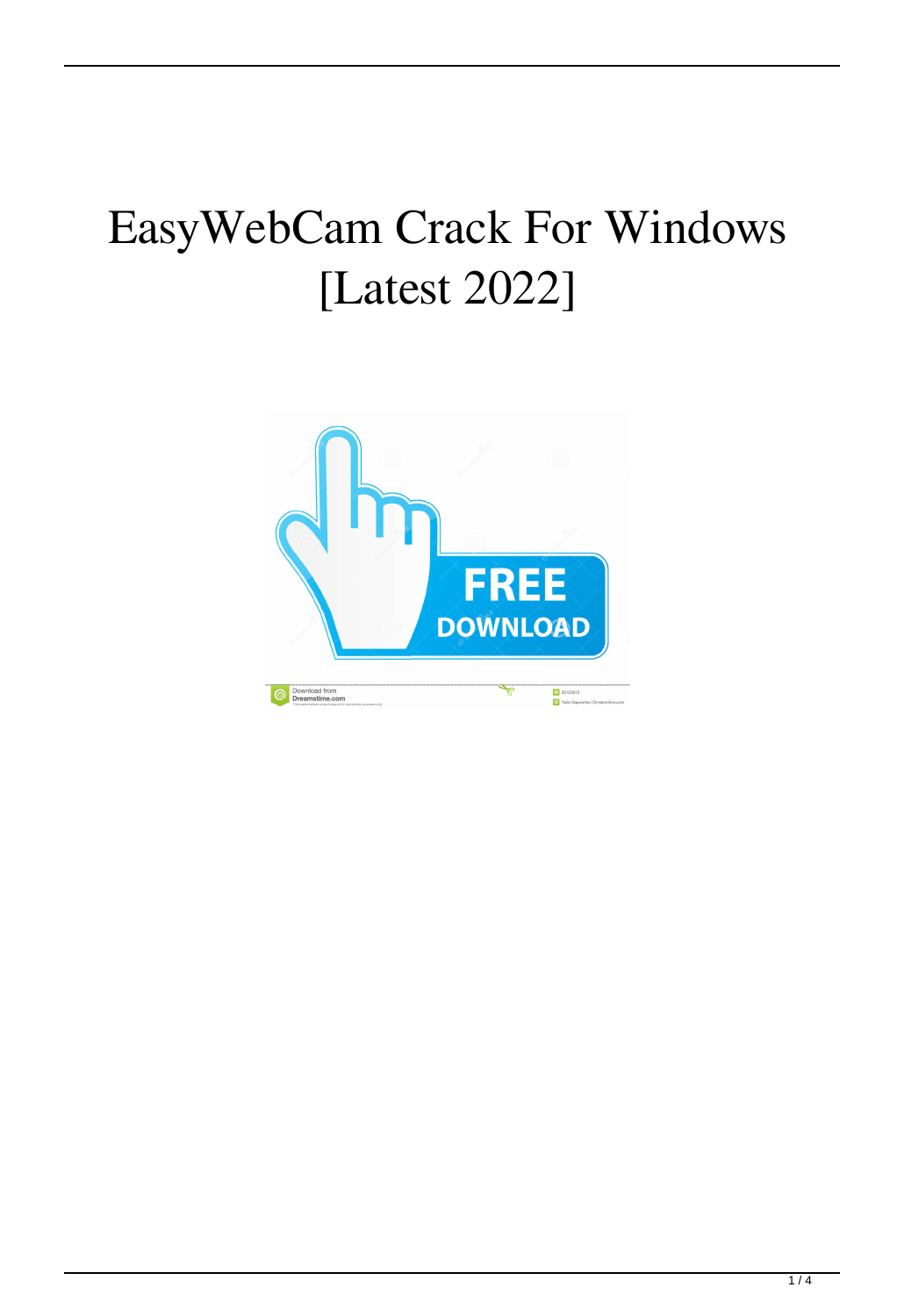# EasyWebCam Crack For Windows [Latest 2022]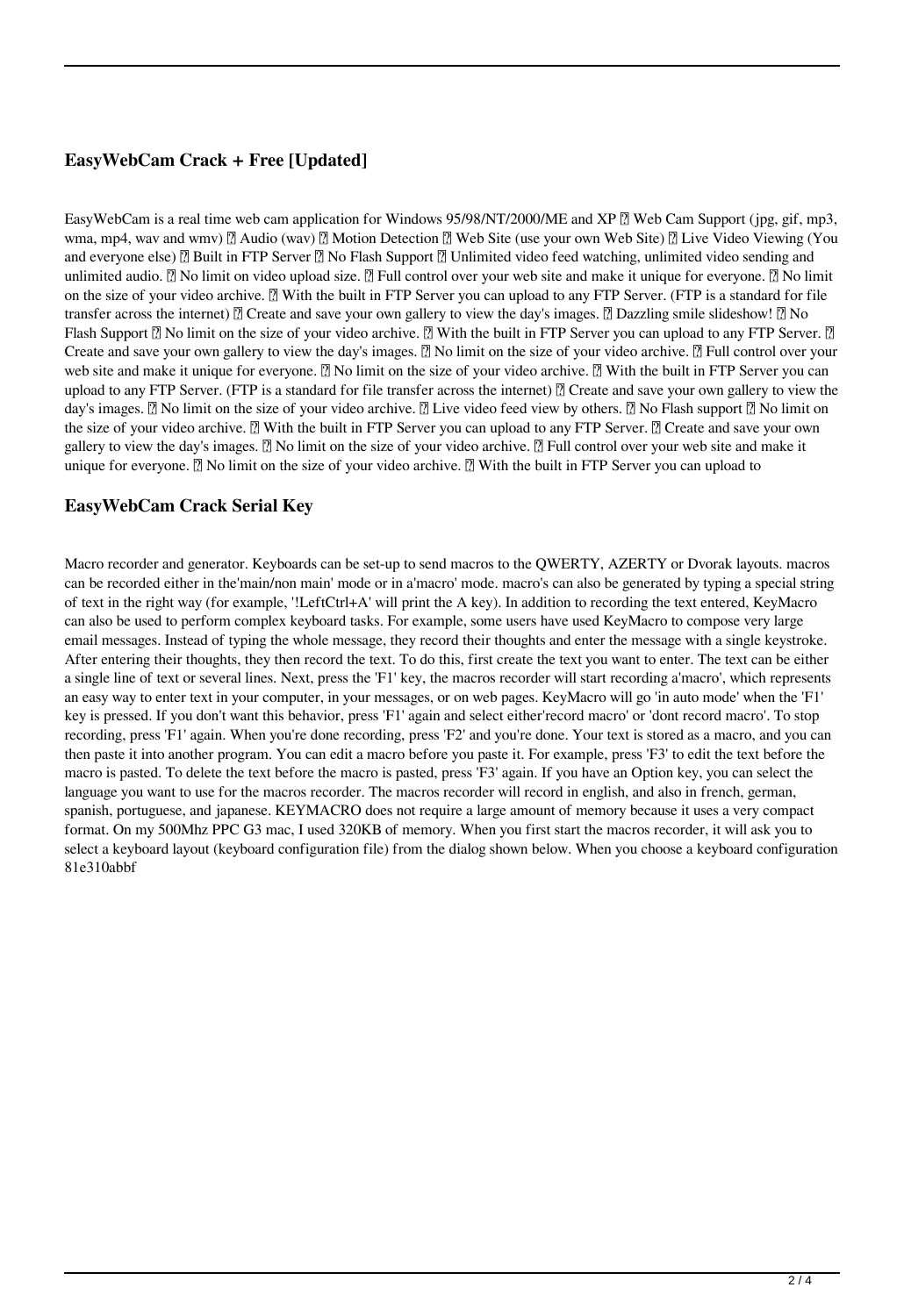### EasyWebCam Crack + Free [Updated]

EasyWebCam is a real time web cam application for Windows 95/98/NT/2000/ME and XP ? Web Cam Support (jpg, gif, mp3, wma, mp4, wav and wmv) ? Audio (wav) ? Motion Detection ? Web Site (use your own Web Site) ? Live Video Viewing (You and everyone else) ? Built in FTP Server ? No Flash Support ? Unlimited video feed watching, unlimited video sending and unlimited audio. ? No limit on video upload size. ? Full control over your web site and make it unique for everyone. ? No limit on the size of your video archive. ? With the built in FTP Server you can upload to any FTP Server. (FTP is a standard for file transfer across the internet) ? Create and save your own gallery to view the day's images. ? Dazzling smile slideshow! ? No Flash Support ? No limit on the size of your video archive. ? With the built in FTP Server you can upload to any FTP Server. ? Create and save your own gallery to view the day's images. ? No limit on the size of your video archive. ? Full control over your web site and make it unique for everyone. ? No limit on the size of your video archive. ? With the built in FTP Server you can upload to any FTP Server. (FTP is a standard for file transfer across the internet) ? Create and save your own gallery to view the day's images. ? No limit on the size of your video archive. ? Live video feed view by others. ? No Flash support ? No limit on the size of your video archive. ? With the built in FTP Server you can upload to any FTP Server. ? Create and save your own gallery to view the day's images. ? No limit on the size of your video archive. ? Full control over your web site and make it unique for everyone. ? No limit on the size of your video archive. ? With the built in FTP Server you can upload to

### EasyWebCam Crack Serial Key

Macro recorder and generator. Keyboards can be set-up to send macros to the QWERTY, AZERTY or Dvorak layouts. macros can be recorded either in the'main/non main' mode or in a'macro' mode. macro's can also be generated by typing a special string of text in the right way (for example, '!LeftCtrl+A' will print the A key). In addition to recording the text entered, KeyMacro can also be used to perform complex keyboard tasks. For example, some users have used KeyMacro to compose very large email messages. Instead of typing the whole message, they record their thoughts and enter the message with a single keystroke. After entering their thoughts, they then record the text. To do this, first create the text you want to enter. The text can be either a single line of text or several lines. Next, press the 'F1' key, the macros recorder will start recording a'macro', which represents an easy way to enter text in your computer, in your messages, or on web pages. KeyMacro will go 'in auto mode' when the 'F1' key is pressed. If you don't want this behavior, press 'F1' again and select either'record macro' or 'dont record macro'. To stop recording, press 'F1' again. When you're done recording, press 'F2' and you're done. Your text is stored as a macro, and you can then paste it into another program. You can edit a macro before you paste it. For example, press 'F3' to edit the text before the macro is pasted. To delete the text before the macro is pasted, press 'F3' again. If you have an Option key, you can select the language you want to use for the macros recorder. The macros recorder will record in english, and also in french, german, spanish, portuguese, and japanese. KEYMACRO does not require a large amount of memory because it uses a very compact format. On my 500Mhz PPC G3 mac, I used 320KB of memory. When you first start the macros recorder, it will ask you to select a keyboard layout (keyboard configuration file) from the dialog shown below. When you choose a keyboard configuration 81e310abbf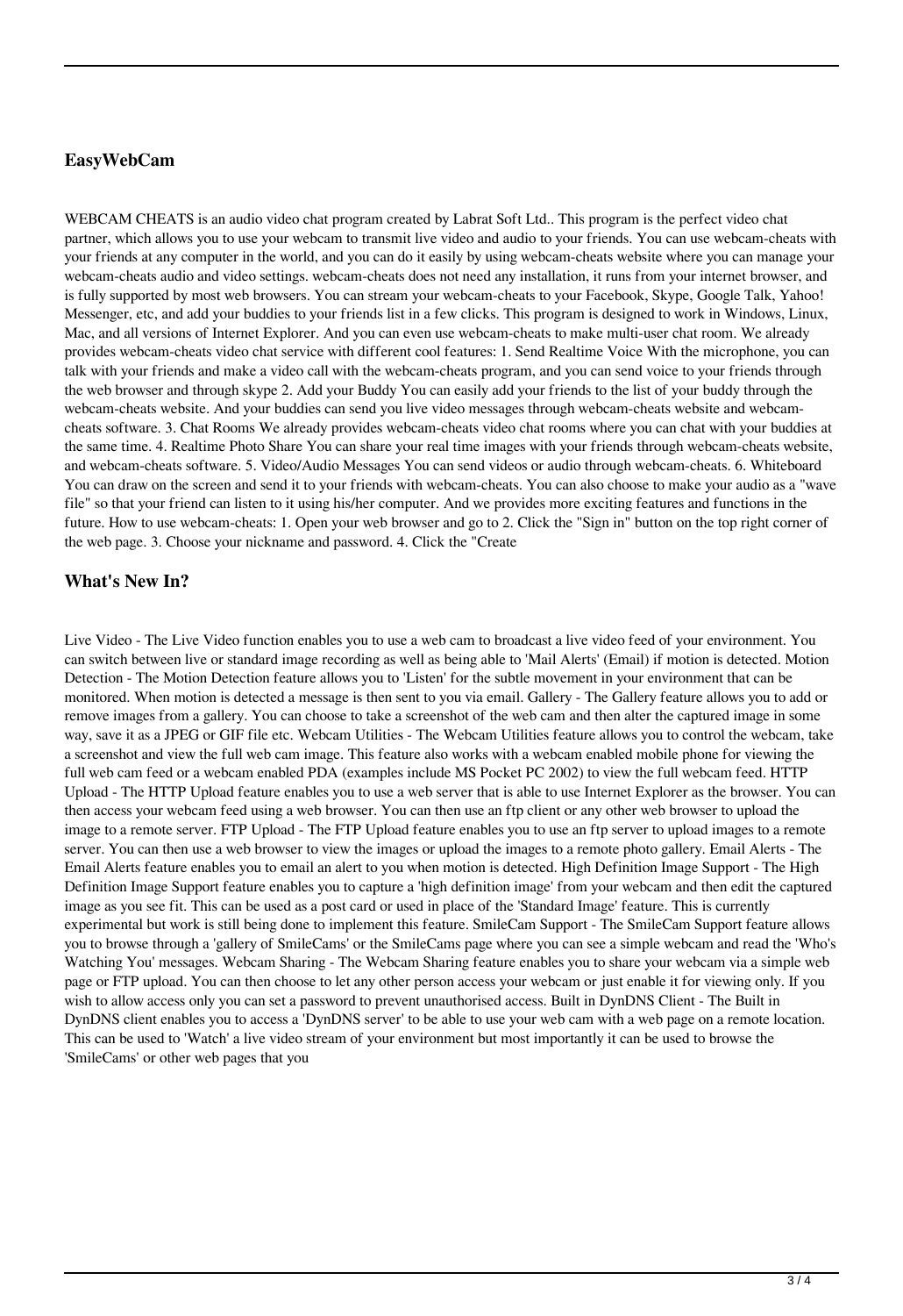### EasyWebCam

WEBCAM CHEATS is an audio video chat program created by Labrat Soft Ltd.. This program is the perfect video chat partner, which allows you to use your webcam to transmit live video and audio to your friends. You can use webcam-cheats with your friends at any computer in the world, and you can do it easily by using webcam-cheats website where you can manage your webcam-cheats audio and video settings. webcam-cheats does not need any installation, it runs from your internet browser, and is fully supported by most web browsers. You can stream your webcam-cheats to your Facebook, Skype, Google Talk, Yahoo! Messenger, etc, and add your buddies to your friends list in a few clicks. This program is designed to work in Windows, Linux, Mac, and all versions of Internet Explorer. And you can even use webcam-cheats to make multi-user chat room. We already provides webcam-cheats video chat service with different cool features: 1. Send Realtime Voice With the microphone, you can talk with your friends and make a video call with the webcam-cheats program, and you can send voice to your friends through the web browser and through skype 2. Add your Buddy You can easily add your friends to the list of your buddy through the webcam-cheats website. And your buddies can send you live video messages through webcam-cheats website and webcam-cheats software. 3. Chat Rooms We already provides webcam-cheats video chat rooms where you can chat with your buddies at the same time. 4. Realtime Photo Share You can share your real time images with your friends through webcam-cheats website, and webcam-cheats software. 5. Video/Audio Messages You can send videos or audio through webcam-cheats. 6. Whiteboard You can draw on the screen and send it to your friends with webcam-cheats. You can also choose to make your audio as a "wave file" so that your friend can listen to it using his/her computer. And we provides more exciting features and functions in the future. How to use webcam-cheats: 1. Open your web browser and go to 2. Click the "Sign in" button on the top right corner of the web page. 3. Choose your nickname and password. 4. Click the "Create

### What's New In?

Live Video - The Live Video function enables you to use a web cam to broadcast a live video feed of your environment. You can switch between live or standard image recording as well as being able to 'Mail Alerts' (Email) if motion is detected. Motion Detection - The Motion Detection feature allows you to 'Listen' for the subtle movement in your environment that can be monitored. When motion is detected a message is then sent to you via email. Gallery - The Gallery feature allows you to add or remove images from a gallery. You can choose to take a screenshot of the web cam and then alter the captured image in some way, save it as a JPEG or GIF file etc. Webcam Utilities - The Webcam Utilities feature allows you to control the webcam, take a screenshot and view the full web cam image. This feature also works with a webcam enabled mobile phone for viewing the full web cam feed or a webcam enabled PDA (examples include MS Pocket PC 2002) to view the full webcam feed. HTTP Upload - The HTTP Upload feature enables you to use a web server that is able to use Internet Explorer as the browser. You can then access your webcam feed using a web browser. You can then use an ftp client or any other web browser to upload the image to a remote server. FTP Upload - The FTP Upload feature enables you to use an ftp server to upload images to a remote server. You can then use a web browser to view the images or upload the images to a remote photo gallery. Email Alerts - The Email Alerts feature enables you to email an alert to you when motion is detected. High Definition Image Support - The High Definition Image Support feature enables you to capture a 'high definition image' from your webcam and then edit the captured image as you see fit. This can be used as a post card or used in place of the 'Standard Image' feature. This is currently experimental but work is still being done to implement this feature. SmileCam Support - The SmileCam Support feature allows you to browse through a 'gallery of SmileCams' or the SmileCams page where you can see a simple webcam and read the 'Who's Watching You' messages. Webcam Sharing - The Webcam Sharing feature enables you to share your webcam via a simple web page or FTP upload. You can then choose to let any other person access your webcam or just enable it for viewing only. If you wish to allow access only you can set a password to prevent unauthorised access. Built in DynDNS Client - The Built in DynDNS client enables you to access a 'DynDNS server' to be able to use your web cam with a web page on a remote location. This can be used to 'Watch' a live video stream of your environment but most importantly it can be used to browse the 'SmileCams' or other web pages that you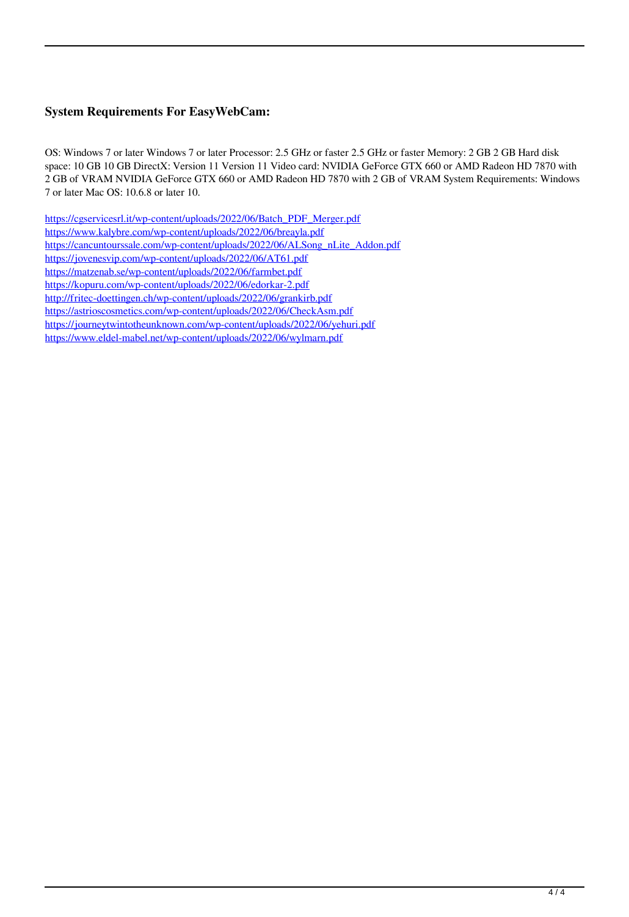### System Requirements For EasyWebCam:

OS: Windows 7 or later Windows 7 or later Processor: 2.5 GHz or faster 2.5 GHz or faster Memory: 2 GB 2 GB Hard disk space: 10 GB 10 GB DirectX: Version 11 Version 11 Video card: NVIDIA GeForce GTX 660 or AMD Radeon HD 7870 with 2 GB of VRAM NVIDIA GeForce GTX 660 or AMD Radeon HD 7870 with 2 GB of VRAM System Requirements: Windows 7 or later Mac OS: 10.6.8 or later 10.

https://cgservicesrl.it/wp-content/uploads/2022/06/Batch_PDF_Merger.pdf
https://www.kalybre.com/wp-content/uploads/2022/06/breayla.pdf
https://cancuntourssale.com/wp-content/uploads/2022/06/ALSong_nLite_Addon.pdf
https://jovenesvip.com/wp-content/uploads/2022/06/AT61.pdf
https://matzenab.se/wp-content/uploads/2022/06/farmbet.pdf
https://kopuru.com/wp-content/uploads/2022/06/edorkar-2.pdf
http://fritec-doettingen.ch/wp-content/uploads/2022/06/grankirb.pdf
https://astrioscosmetics.com/wp-content/uploads/2022/06/CheckAsm.pdf
https://journeytwintotheunknown.com/wp-content/uploads/2022/06/yehuri.pdf
https://www.eldel-mabel.net/wp-content/uploads/2022/06/wylmarn.pdf